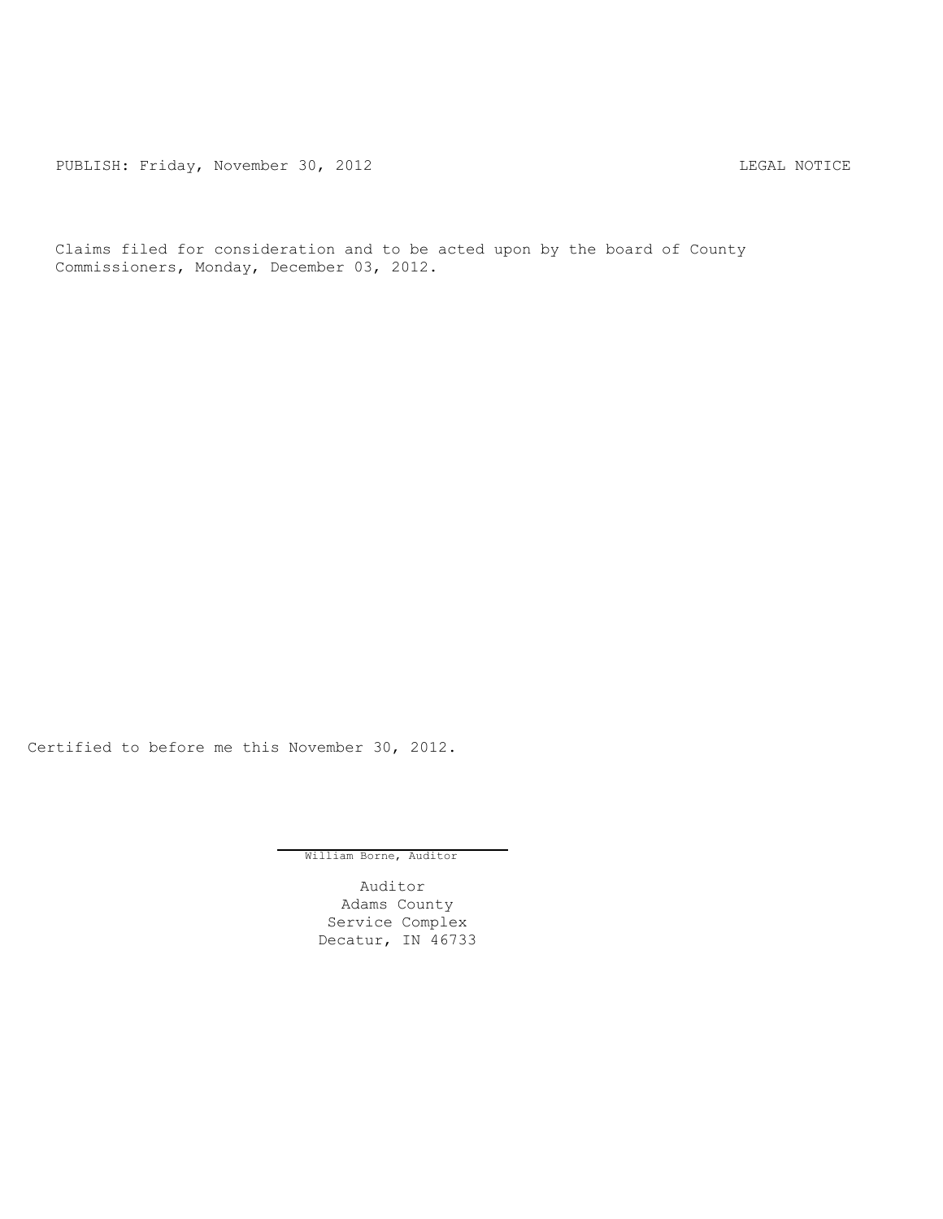PUBLISH: Friday, November 30, 2012 LEGAL NOTICE

Claims filed for consideration and to be acted upon by the board of County Commissioners, Monday, December 03, 2012.

Certified to before me this November 30, 2012.

William Borne, Auditor

Auditor
Adams County
Service Complex
Decatur, IN 46733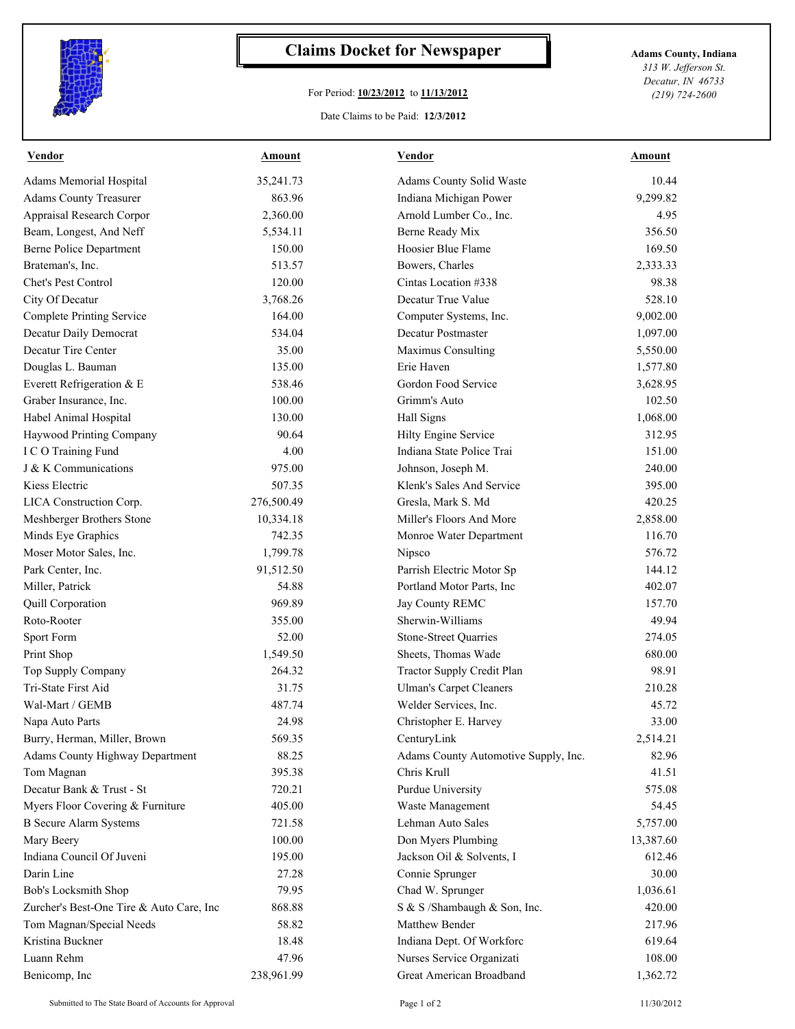# Claims Docket for Newspaper

For Period: **10/23/2012** to **11/13/2012**

Date Claims to be Paid: **12/3/2012**

**Adams County, Indiana**
*313 W. Jefferson St.*
*Decatur, IN 46733*
*(219) 724-2600*

| Vendor | Amount | Vendor | Amount |
|---|---|---|---|
| Adams Memorial Hospital | 35,241.73 | Adams County Solid Waste | 10.44 |
| Adams County Treasurer | 863.96 | Indiana Michigan Power | 9,299.82 |
| Appraisal Research Corpor | 2,360.00 | Arnold Lumber Co., Inc. | 4.95 |
| Beam, Longest, And Neff | 5,534.11 | Berne Ready Mix | 356.50 |
| Berne Police Department | 150.00 | Hoosier Blue Flame | 169.50 |
| Brateman's, Inc. | 513.57 | Bowers, Charles | 2,333.33 |
| Chet's Pest Control | 120.00 | Cintas Location #338 | 98.38 |
| City Of Decatur | 3,768.26 | Decatur True Value | 528.10 |
| Complete Printing Service | 164.00 | Computer Systems, Inc. | 9,002.00 |
| Decatur Daily Democrat | 534.04 | Decatur Postmaster | 1,097.00 |
| Decatur Tire Center | 35.00 | Maximus Consulting | 5,550.00 |
| Douglas L. Bauman | 135.00 | Erie Haven | 1,577.80 |
| Everett Refrigeration & E | 538.46 | Gordon Food Service | 3,628.95 |
| Graber Insurance, Inc. | 100.00 | Grimm's Auto | 102.50 |
| Habel Animal Hospital | 130.00 | Hall Signs | 1,068.00 |
| Haywood Printing Company | 90.64 | Hilty Engine Service | 312.95 |
| I C O Training Fund | 4.00 | Indiana State Police Trai | 151.00 |
| J & K Communications | 975.00 | Johnson, Joseph M. | 240.00 |
| Kiess Electric | 507.35 | Klenk's Sales And Service | 395.00 |
| LICA Construction Corp. | 276,500.49 | Gresla, Mark S. Md | 420.25 |
| Meshberger Brothers Stone | 10,334.18 | Miller's Floors And More | 2,858.00 |
| Minds Eye Graphics | 742.35 | Monroe Water Department | 116.70 |
| Moser Motor Sales, Inc. | 1,799.78 | Nipsco | 576.72 |
| Park Center, Inc. | 91,512.50 | Parrish Electric Motor Sp | 144.12 |
| Miller, Patrick | 54.88 | Portland Motor Parts, Inc | 402.07 |
| Quill Corporation | 969.89 | Jay County REMC | 157.70 |
| Roto-Rooter | 355.00 | Sherwin-Williams | 49.94 |
| Sport Form | 52.00 | Stone-Street Quarries | 274.05 |
| Print Shop | 1,549.50 | Sheets, Thomas Wade | 680.00 |
| Top Supply Company | 264.32 | Tractor Supply Credit Plan | 98.91 |
| Tri-State First Aid | 31.75 | Ulman's Carpet Cleaners | 210.28 |
| Wal-Mart / GEMB | 487.74 | Welder Services, Inc. | 45.72 |
| Napa Auto Parts | 24.98 | Christopher E. Harvey | 33.00 |
| Burry, Herman, Miller, Brown | 569.35 | CenturyLink | 2,514.21 |
| Adams County Highway Department | 88.25 | Adams County Automotive Supply, Inc. | 82.96 |
| Tom Magnan | 395.38 | Chris Krull | 41.51 |
| Decatur Bank & Trust - St | 720.21 | Purdue University | 575.08 |
| Myers Floor Covering & Furniture | 405.00 | Waste Management | 54.45 |
| B Secure Alarm Systems | 721.58 | Lehman Auto Sales | 5,757.00 |
| Mary Beery | 100.00 | Don Myers Plumbing | 13,387.60 |
| Indiana Council Of Juveni | 195.00 | Jackson Oil & Solvents, I | 612.46 |
| Darin Line | 27.28 | Connie Sprunger | 30.00 |
| Bob's Locksmith Shop | 79.95 | Chad W. Sprunger | 1,036.61 |
| Zurcher's Best-One Tire & Auto Care, Inc | 868.88 | S & S /Shambaugh & Son, Inc. | 420.00 |
| Tom Magnan/Special Needs | 58.82 | Matthew Bender | 217.96 |
| Kristina Buckner | 18.48 | Indiana Dept. Of Workforc | 619.64 |
| Luann Rehm | 47.96 | Nurses Service Organizati | 108.00 |
| Benicomp, Inc | 238,961.99 | Great American Broadband | 1,362.72 |

Submitted to The State Board of Accounts for Approval — 11/30/2012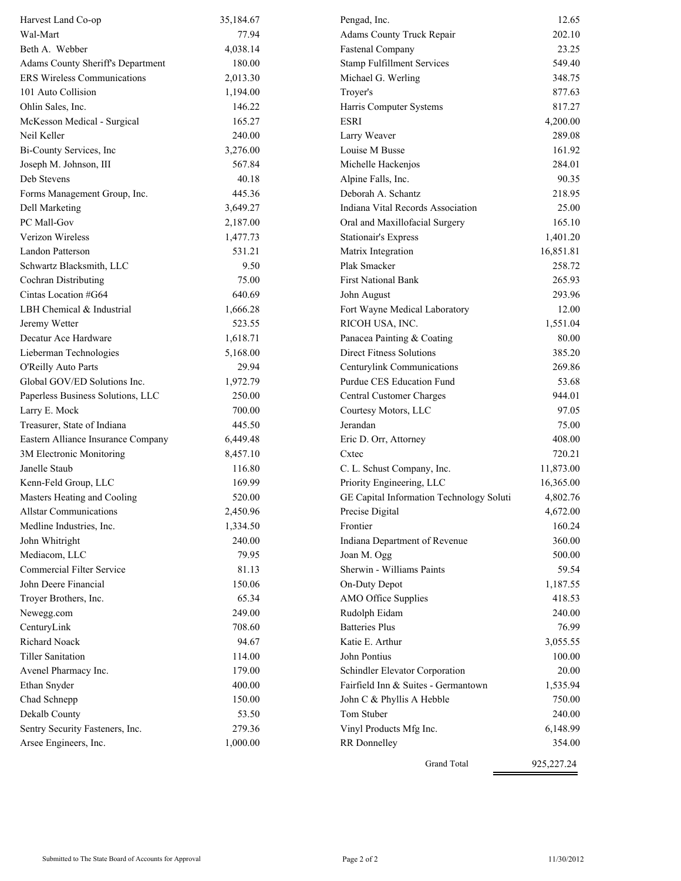| | |
|---|---|
| Harvest Land Co-op | 35,184.67 |
| Wal-Mart | 77.94 |
| Beth A. Webber | 4,038.14 |
| Adams County Sheriff's Department | 180.00 |
| ERS Wireless Communications | 2,013.30 |
| 101 Auto Collision | 1,194.00 |
| Ohlin Sales, Inc. | 146.22 |
| McKesson Medical - Surgical | 165.27 |
| Neil Keller | 240.00 |
| Bi-County Services, Inc | 3,276.00 |
| Joseph M. Johnson, III | 567.84 |
| Deb Stevens | 40.18 |
| Forms Management Group, Inc. | 445.36 |
| Dell Marketing | 3,649.27 |
| PC Mall-Gov | 2,187.00 |
| Verizon Wireless | 1,477.73 |
| Landon Patterson | 531.21 |
| Schwartz Blacksmith, LLC | 9.50 |
| Cochran Distributing | 75.00 |
| Cintas Location #G64 | 640.69 |
| LBH Chemical & Industrial | 1,666.28 |
| Jeremy Wetter | 523.55 |
| Decatur Ace Hardware | 1,618.71 |
| Lieberman Technologies | 5,168.00 |
| O'Reilly Auto Parts | 29.94 |
| Global GOV/ED Solutions Inc. | 1,972.79 |
| Paperless Business Solutions, LLC | 250.00 |
| Larry E. Mock | 700.00 |
| Treasurer, State of Indiana | 445.50 |
| Eastern Alliance Insurance Company | 6,449.48 |
| 3M Electronic Monitoring | 8,457.10 |
| Janelle Staub | 116.80 |
| Kenn-Feld Group, LLC | 169.99 |
| Masters Heating and Cooling | 520.00 |
| Allstar Communications | 2,450.96 |
| Medline Industries, Inc. | 1,334.50 |
| John Whitright | 240.00 |
| Mediacom, LLC | 79.95 |
| Commercial Filter Service | 81.13 |
| John Deere Financial | 150.06 |
| Troyer Brothers, Inc. | 65.34 |
| Newegg.com | 249.00 |
| CenturyLink | 708.60 |
| Richard Noack | 94.67 |
| Tiller Sanitation | 114.00 |
| Avenel Pharmacy Inc. | 179.00 |
| Ethan Snyder | 400.00 |
| Chad Schnepp | 150.00 |
| Dekalb County | 53.50 |
| Sentry Security Fasteners, Inc. | 279.36 |
| Arsee Engineers, Inc. | 1,000.00 |
| Pengad, Inc. | 12.65 |
| Adams County Truck Repair | 202.10 |
| Fastenal Company | 23.25 |
| Stamp Fulfillment Services | 549.40 |
| Michael G. Werling | 348.75 |
| Troyer's | 877.63 |
| Harris Computer Systems | 817.27 |
| ESRI | 4,200.00 |
| Larry Weaver | 289.08 |
| Louise M Busse | 161.92 |
| Michelle Hackenjos | 284.01 |
| Alpine Falls, Inc. | 90.35 |
| Deborah A. Schantz | 218.95 |
| Indiana Vital Records Association | 25.00 |
| Oral and Maxillofacial Surgery | 165.10 |
| Stationair's Express | 1,401.20 |
| Matrix Integration | 16,851.81 |
| Plak Smacker | 258.72 |
| First National Bank | 265.93 |
| John August | 293.96 |
| Fort Wayne Medical Laboratory | 12.00 |
| RICOH USA, INC. | 1,551.04 |
| Panacea Painting & Coating | 80.00 |
| Direct Fitness Solutions | 385.20 |
| Centurylink Communications | 269.86 |
| Purdue CES Education Fund | 53.68 |
| Central Customer Charges | 944.01 |
| Courtesy Motors, LLC | 97.05 |
| Jerandan | 75.00 |
| Eric D. Orr, Attorney | 408.00 |
| Cxtec | 720.21 |
| C. L. Schust Company, Inc. | 11,873.00 |
| Priority Engineering, LLC | 16,365.00 |
| GE Capital Information Technology Soluti | 4,802.76 |
| Precise Digital | 4,672.00 |
| Frontier | 160.24 |
| Indiana Department of Revenue | 360.00 |
| Joan M. Ogg | 500.00 |
| Sherwin - Williams Paints | 59.54 |
| On-Duty Depot | 1,187.55 |
| AMO Office Supplies | 418.53 |
| Rudolph Eidam | 240.00 |
| Batteries Plus | 76.99 |
| Katie E. Arthur | 3,055.55 |
| John Pontius | 100.00 |
| Schindler Elevator Corporation | 20.00 |
| Fairfield Inn & Suites - Germantown | 1,535.94 |
| John C & Phyllis A Hebble | 750.00 |
| Tom Stuber | 240.00 |
| Vinyl Products Mfg Inc. | 6,148.99 |
| RR Donnelley | 354.00 |
| Grand Total | 925,227.24 |

Submitted to The State Board of Accounts for Approval — 11/30/2012